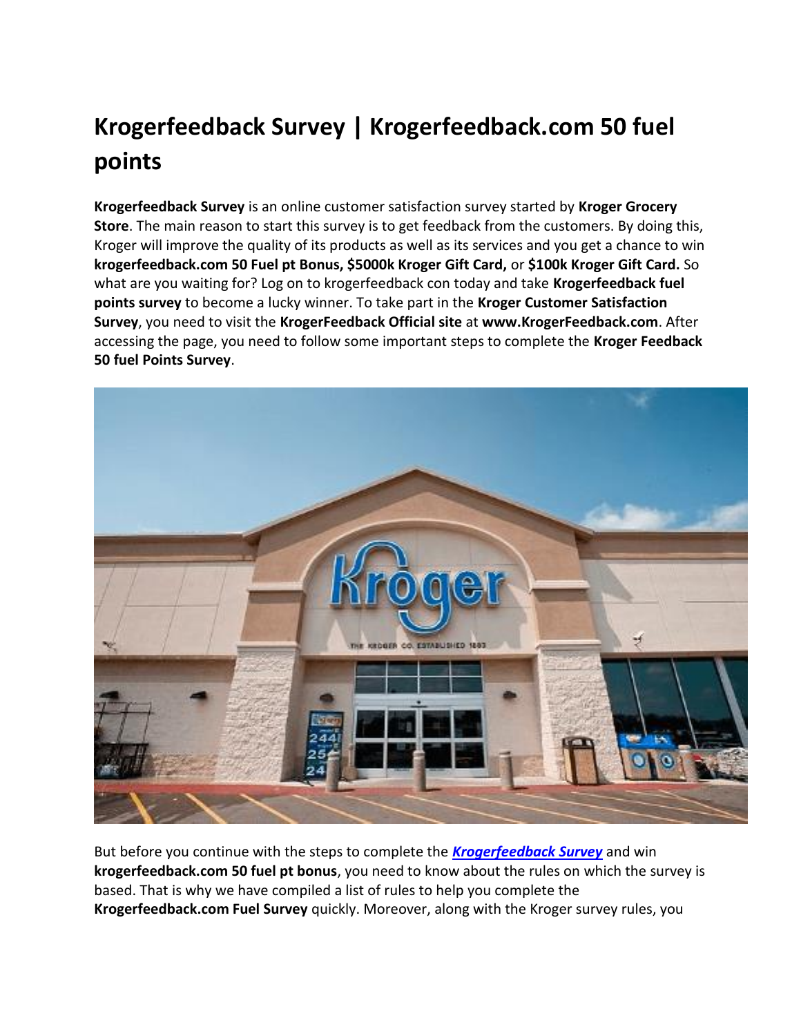# Krogerfeedback Survey | Krogerfeedback.com 50 fuel points

**Krogerfeedback Survey** is an online customer satisfaction survey started by **Kroger Grocery Store**. The main reason to start this survey is to get feedback from the customers. By doing this, Kroger will improve the quality of its products as well as its services and you get a chance to win **krogerfeedback.com 50 Fuel pt Bonus, $5000k Kroger Gift Card,** or **$100k Kroger Gift Card.** So what are you waiting for? Log on to krogerfeedback con today and take **Krogerfeedback fuel points survey** to become a lucky winner. To take part in the **Kroger Customer Satisfaction Survey**, you need to visit the **KrogerFeedback Official site** at **www.KrogerFeedback.com**. After accessing the page, you need to follow some important steps to complete the **Kroger Feedback 50 fuel Points Survey**.

But before you continue with the steps to complete the ***[Krogerfeedback Survey]()*** and win **krogerfeedback.com 50 fuel pt bonus**, you need to know about the rules on which the survey is based. That is why we have compiled a list of rules to help you complete the **Krogerfeedback.com Fuel Survey** quickly. Moreover, along with the Kroger survey rules, you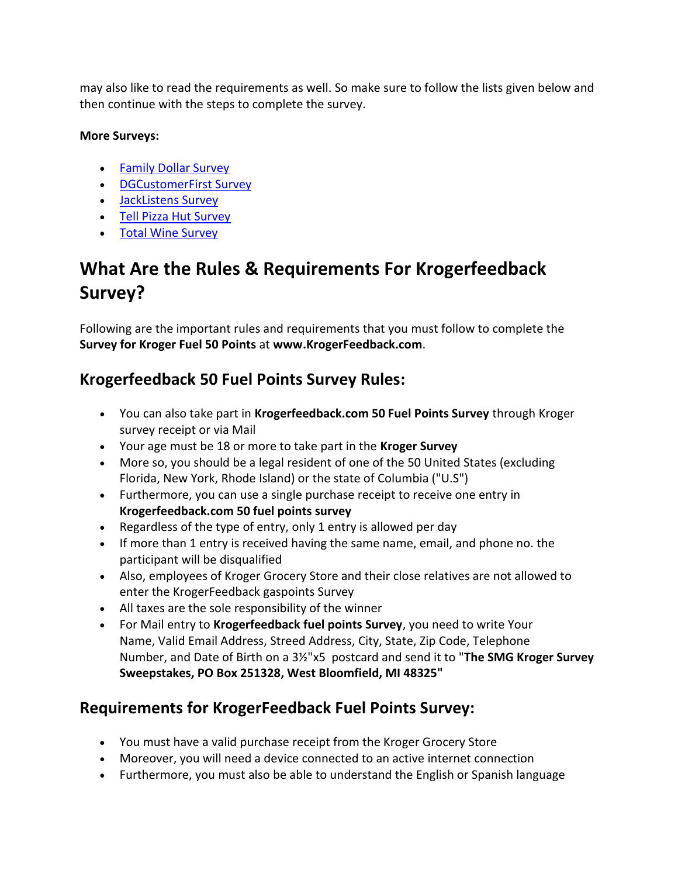may also like to read the requirements as well. So make sure to follow the lists given below and then continue with the steps to complete the survey.

**More Surveys:**

- Family Dollar Survey
- DGCustomerFirst Survey
- JackListens Survey
- Tell Pizza Hut Survey
- Total Wine Survey

# What Are the Rules & Requirements For Krogerfeedback Survey?

Following are the important rules and requirements that you must follow to complete the **Survey for Kroger Fuel 50 Points** at **www.KrogerFeedback.com**.

## Krogerfeedback 50 Fuel Points Survey Rules:

- You can also take part in **Krogerfeedback.com 50 Fuel Points Survey** through Kroger survey receipt or via Mail
- Your age must be 18 or more to take part in the **Kroger Survey**
- More so, you should be a legal resident of one of the 50 United States (excluding Florida, New York, Rhode Island) or the state of Columbia ("U.S")
- Furthermore, you can use a single purchase receipt to receive one entry in **Krogerfeedback.com 50 fuel points survey**
- Regardless of the type of entry, only 1 entry is allowed per day
- If more than 1 entry is received having the same name, email, and phone no. the participant will be disqualified
- Also, employees of Kroger Grocery Store and their close relatives are not allowed to enter the KrogerFeedback gaspoints Survey
- All taxes are the sole responsibility of the winner
- For Mail entry to **Krogerfeedback fuel points Survey**, you need to write Your Name, Valid Email Address, Streed Address, City, State, Zip Code, Telephone Number, and Date of Birth on a 3½"x5 postcard and send it to "**The SMG Kroger Survey Sweepstakes, PO Box 251328, West Bloomfield, MI 48325"**

## Requirements for KrogerFeedback Fuel Points Survey:

- You must have a valid purchase receipt from the Kroger Grocery Store
- Moreover, you will need a device connected to an active internet connection
- Furthermore, you must also be able to understand the English or Spanish language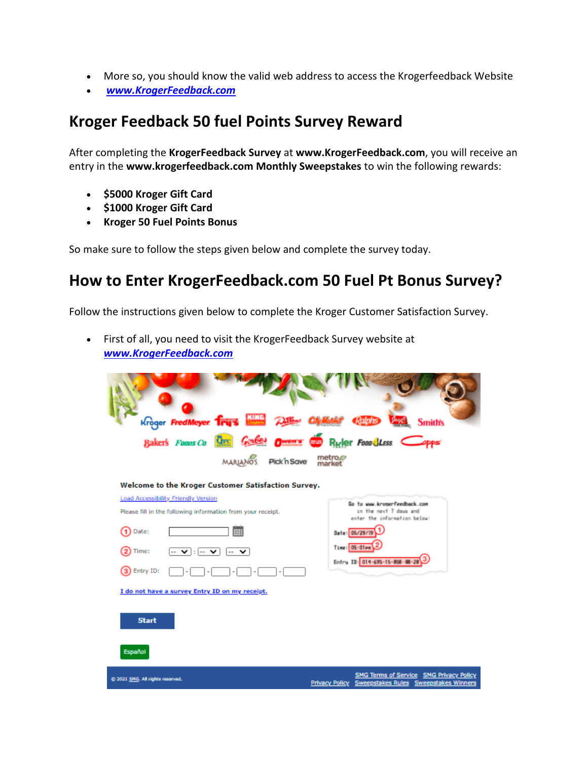- More so, you should know the valid web address to access the Krogerfeedback Website
- *www.KrogerFeedback.com*

## Kroger Feedback 50 fuel Points Survey Reward

After completing the **KrogerFeedback Survey** at **www.KrogerFeedback.com**, you will receive an entry in the **www.krogerfeedback.com Monthly Sweepstakes** to win the following rewards:

- **$5000 Kroger Gift Card**
- **$1000 Kroger Gift Card**
- **Kroger 50 Fuel Points Bonus**

So make sure to follow the steps given below and complete the survey today.

## How to Enter KrogerFeedback.com 50 Fuel Pt Bonus Survey?

Follow the instructions given below to complete the Kroger Customer Satisfaction Survey.

- First of all, you need to visit the KrogerFeedback Survey website at ***www.KrogerFeedback.com***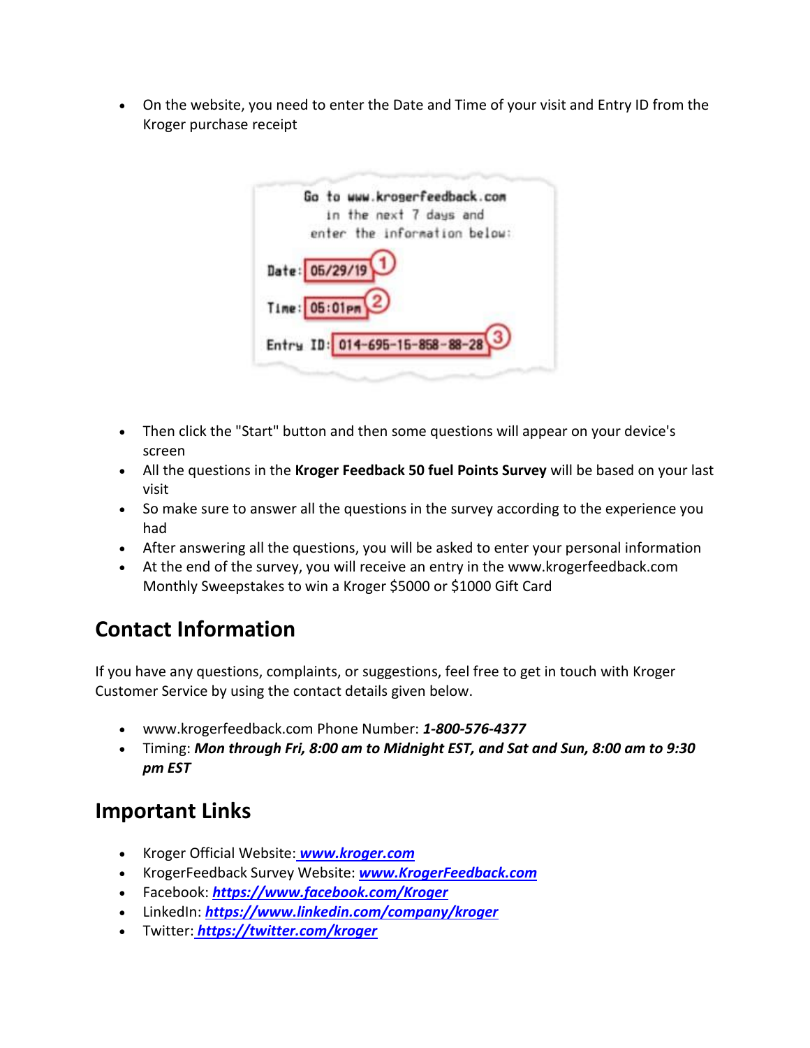- On the website, you need to enter the Date and Time of your visit and Entry ID from the Kroger purchase receipt

- Then click the "Start" button and then some questions will appear on your device's screen
- All the questions in the **Kroger Feedback 50 fuel Points Survey** will be based on your last visit
- So make sure to answer all the questions in the survey according to the experience you had
- After answering all the questions, you will be asked to enter your personal information
- At the end of the survey, you will receive an entry in the www.krogerfeedback.com Monthly Sweepstakes to win a Kroger $5000 or $1000 Gift Card

## Contact Information

If you have any questions, complaints, or suggestions, feel free to get in touch with Kroger Customer Service by using the contact details given below.

- www.krogerfeedback.com Phone Number: ***1-800-576-4377***
- Timing: ***Mon through Fri, 8:00 am to Midnight EST, and Sat and Sun, 8:00 am to 9:30 pm EST***

## Important Links

- Kroger Official Website: [***www.kroger.com***](http://www.kroger.com)
- KrogerFeedback Survey Website: [***www.KrogerFeedback.com***](http://www.KrogerFeedback.com)
- Facebook: [***https://www.facebook.com/Kroger***](https://www.facebook.com/Kroger)
- LinkedIn: [***https://www.linkedin.com/company/kroger***](https://www.linkedin.com/company/kroger)
- Twitter: [***https://twitter.com/kroger***](https://twitter.com/kroger)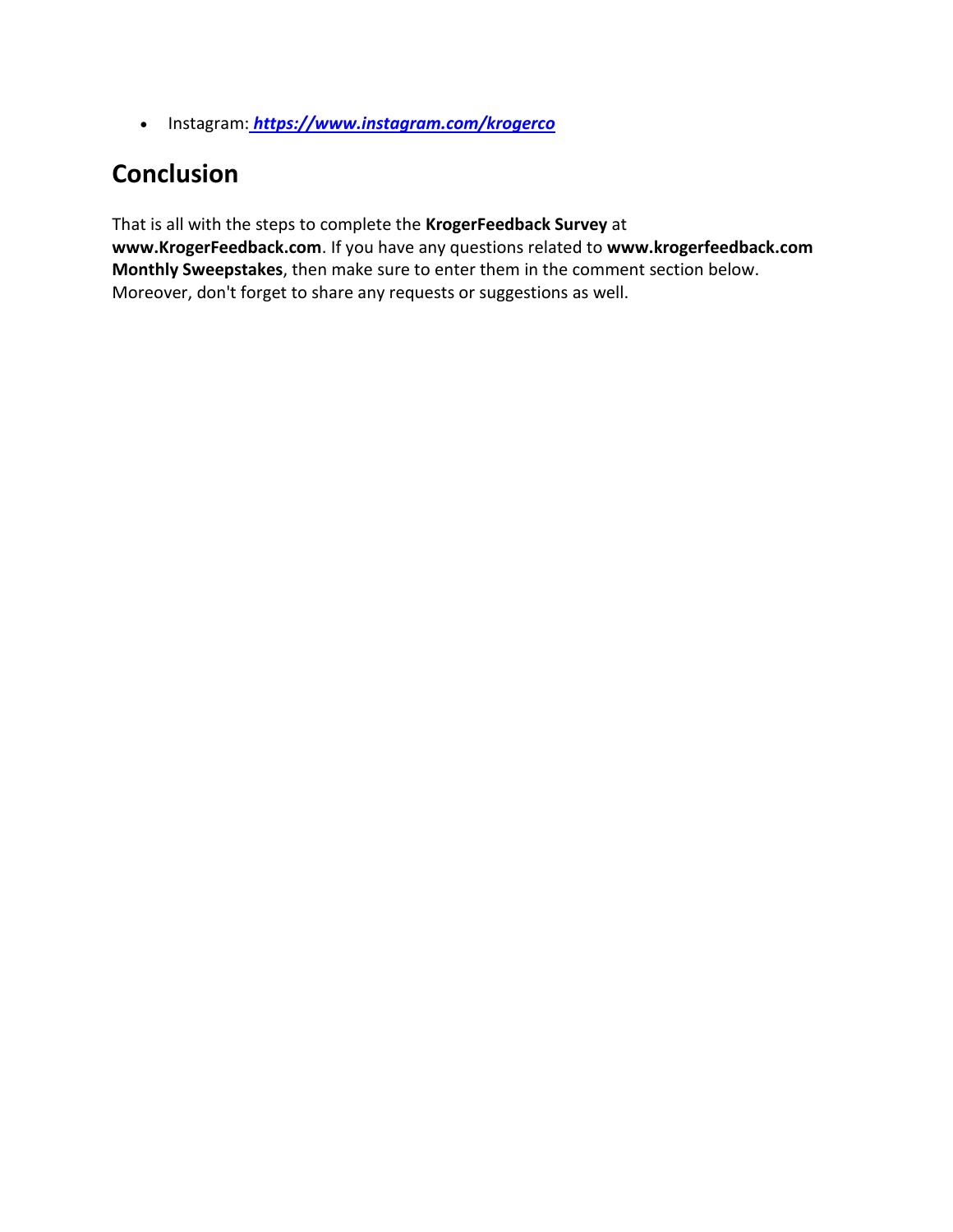- Instagram: ***https://www.instagram.com/krogerco***

## Conclusion

That is all with the steps to complete the **KrogerFeedback Survey** at **www.KrogerFeedback.com**. If you have any questions related to **www.krogerfeedback.com Monthly Sweepstakes**, then make sure to enter them in the comment section below. Moreover, don't forget to share any requests or suggestions as well.